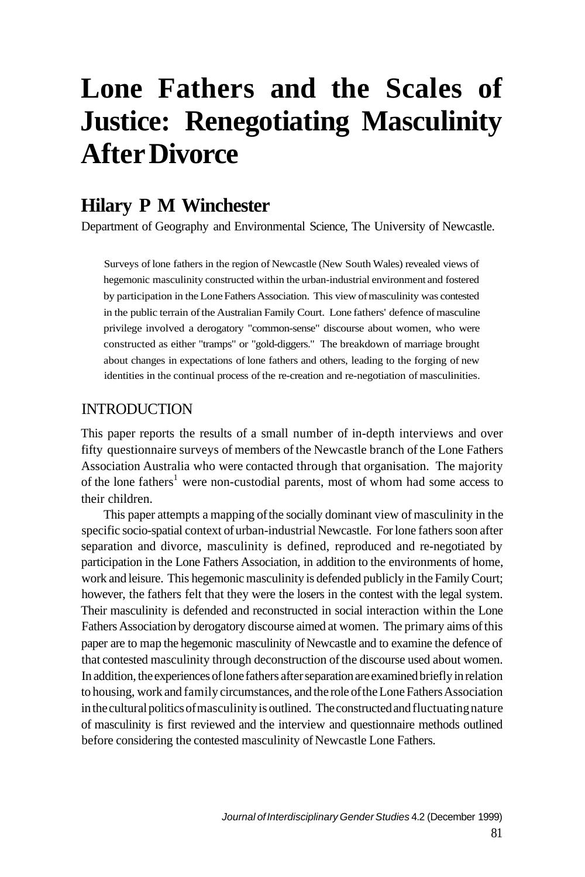# Lone Fathers and the Scales of Justice: Renegotiating Masculinity After Divorce

## Hilary P M Winchester

Department of Geography and Environmental Science, The University of Newcastle.

> Surveys of lone fathers in the region of Newcastle (New South Wales) revealed views of hegemonic masculinity constructed within the urban-industrial environment and fostered by participation in the Lone Fathers Association. This view of masculinity was contested in the public terrain of the Australian Family Court. Lone fathers' defence of masculine privilege involved a derogatory "common-sense" discourse about women, who were constructed as either "tramps" or "gold-diggers." The breakdown of marriage brought about changes in expectations of lone fathers and others, leading to the forging of new identities in the continual process of the re-creation and re-negotiation of masculinities.

## INTRODUCTION

This paper reports the results of a small number of in-depth interviews and over fifty questionnaire surveys of members of the Newcastle branch of the Lone Fathers Association Australia who were contacted through that organisation. The majority of the lone fathers[1] were non-custodial parents, most of whom had some access to their children.

This paper attempts a mapping of the socially dominant view of masculinity in the specific socio-spatial context of urban-industrial Newcastle. For lone fathers soon after separation and divorce, masculinity is defined, reproduced and re-negotiated by participation in the Lone Fathers Association, in addition to the environments of home, work and leisure. This hegemonic masculinity is defended publicly in the Family Court; however, the fathers felt that they were the losers in the contest with the legal system. Their masculinity is defended and reconstructed in social interaction within the Lone Fathers Association by derogatory discourse aimed at women. The primary aims of this paper are to map the hegemonic masculinity of Newcastle and to examine the defence of that contested masculinity through deconstruction of the discourse used about women. In addition, the experiences of lone fathers after separation are examined briefly in relation to housing, work and family circumstances, and the role of the Lone Fathers Association in the cultural politics of masculinity is outlined. The constructed and fluctuating nature of masculinity is first reviewed and the interview and questionnaire methods outlined before considering the contested masculinity of Newcastle Lone Fathers.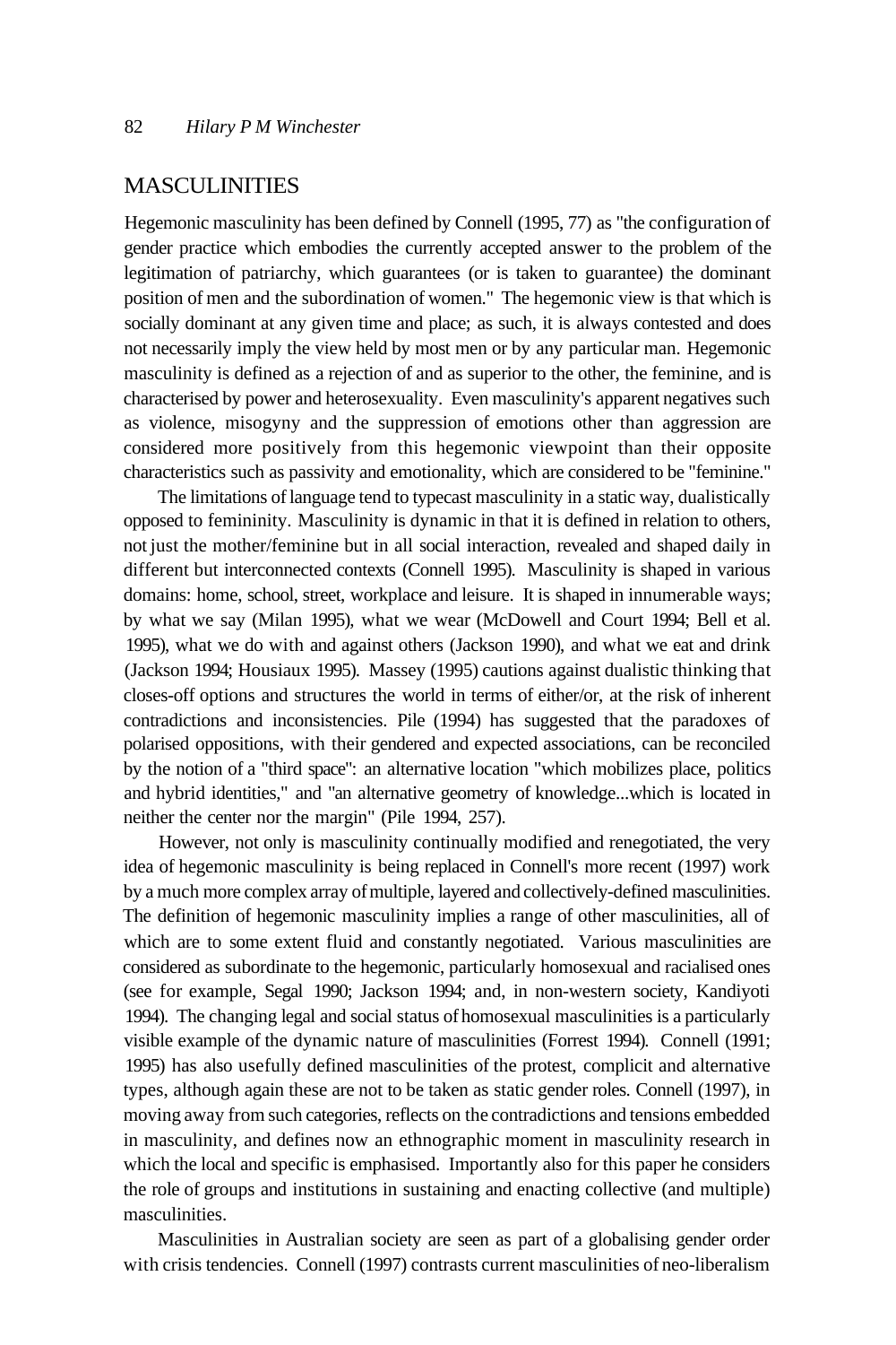## MASCULINITIES

Hegemonic masculinity has been defined by Connell (1995, 77) as "the configuration of gender practice which embodies the currently accepted answer to the problem of the legitimation of patriarchy, which guarantees (or is taken to guarantee) the dominant position of men and the subordination of women." The hegemonic view is that which is socially dominant at any given time and place; as such, it is always contested and does not necessarily imply the view held by most men or by any particular man. Hegemonic masculinity is defined as a rejection of and as superior to the other, the feminine, and is characterised by power and heterosexuality. Even masculinity's apparent negatives such as violence, misogyny and the suppression of emotions other than aggression are considered more positively from this hegemonic viewpoint than their opposite characteristics such as passivity and emotionality, which are considered to be "feminine."

The limitations of language tend to typecast masculinity in a static way, dualistically opposed to femininity. Masculinity is dynamic in that it is defined in relation to others, not just the mother/feminine but in all social interaction, revealed and shaped daily in different but interconnected contexts (Connell 1995). Masculinity is shaped in various domains: home, school, street, workplace and leisure. It is shaped in innumerable ways; by what we say (Milan 1995), what we wear (McDowell and Court 1994; Bell et al. 1995), what we do with and against others (Jackson 1990), and what we eat and drink (Jackson 1994; Housiaux 1995). Massey (1995) cautions against dualistic thinking that closes-off options and structures the world in terms of either/or, at the risk of inherent contradictions and inconsistencies. Pile (1994) has suggested that the paradoxes of polarised oppositions, with their gendered and expected associations, can be reconciled by the notion of a "third space": an alternative location "which mobilizes place, politics and hybrid identities," and "an alternative geometry of knowledge...which is located in neither the center nor the margin" (Pile 1994, 257).

However, not only is masculinity continually modified and renegotiated, the very idea of hegemonic masculinity is being replaced in Connell's more recent (1997) work by a much more complex array of multiple, layered and collectively-defined masculinities. The definition of hegemonic masculinity implies a range of other masculinities, all of which are to some extent fluid and constantly negotiated. Various masculinities are considered as subordinate to the hegemonic, particularly homosexual and racialised ones (see for example, Segal 1990; Jackson 1994; and, in non-western society, Kandiyoti 1994). The changing legal and social status of homosexual masculinities is a particularly visible example of the dynamic nature of masculinities (Forrest 1994). Connell (1991; 1995) has also usefully defined masculinities of the protest, complicit and alternative types, although again these are not to be taken as static gender roles. Connell (1997), in moving away from such categories, reflects on the contradictions and tensions embedded in masculinity, and defines now an ethnographic moment in masculinity research in which the local and specific is emphasised. Importantly also for this paper he considers the role of groups and institutions in sustaining and enacting collective (and multiple) masculinities.

Masculinities in Australian society are seen as part of a globalising gender order with crisis tendencies. Connell (1997) contrasts current masculinities of neo-liberalism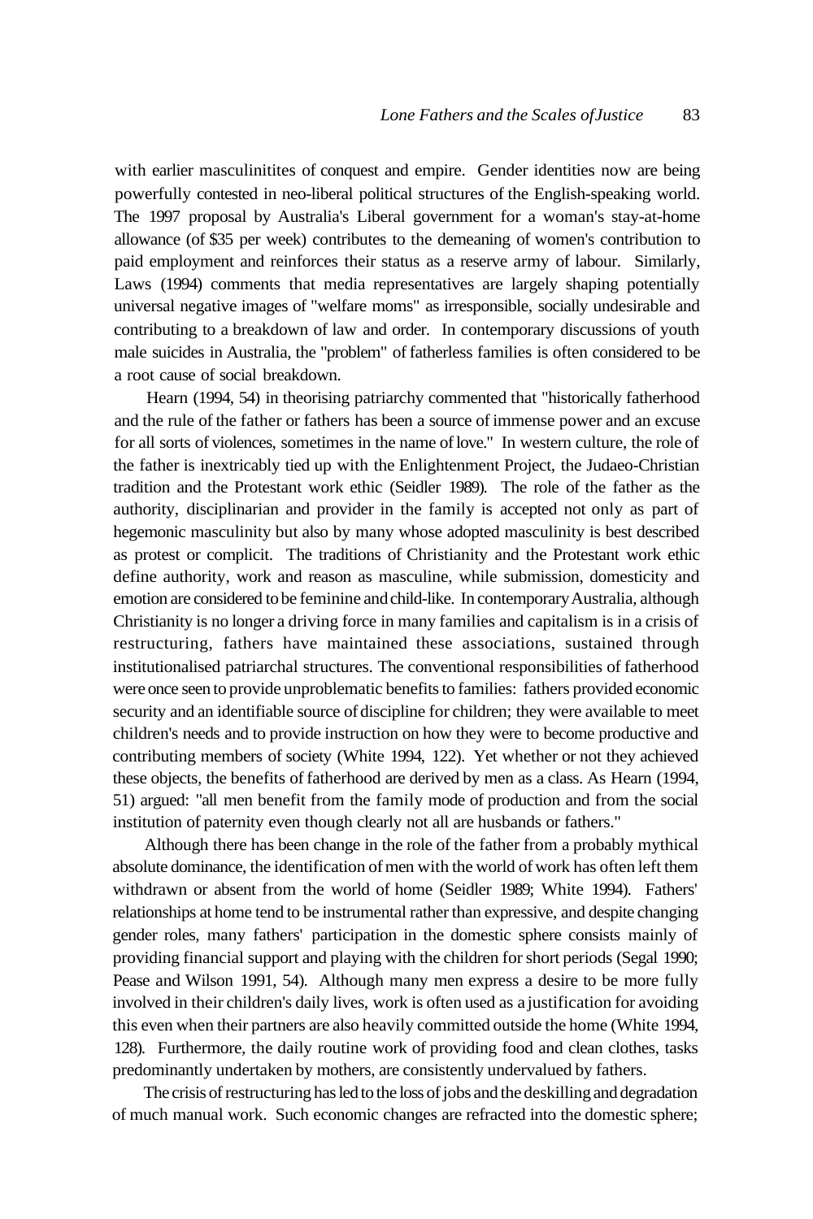with earlier masculinitites of conquest and empire. Gender identities now are being powerfully contested in neo-liberal political structures of the English-speaking world. The 1997 proposal by Australia's Liberal government for a woman's stay-at-home allowance (of $35 per week) contributes to the demeaning of women's contribution to paid employment and reinforces their status as a reserve army of labour. Similarly, Laws (1994) comments that media representatives are largely shaping potentially universal negative images of "welfare moms" as irresponsible, socially undesirable and contributing to a breakdown of law and order. In contemporary discussions of youth male suicides in Australia, the "problem" of fatherless families is often considered to be a root cause of social breakdown.

Hearn (1994, 54) in theorising patriarchy commented that "historically fatherhood and the rule of the father or fathers has been a source of immense power and an excuse for all sorts of violences, sometimes in the name of love." In western culture, the role of the father is inextricably tied up with the Enlightenment Project, the Judaeo-Christian tradition and the Protestant work ethic (Seidler 1989). The role of the father as the authority, disciplinarian and provider in the family is accepted not only as part of hegemonic masculinity but also by many whose adopted masculinity is best described as protest or complicit. The traditions of Christianity and the Protestant work ethic define authority, work and reason as masculine, while submission, domesticity and emotion are considered to be feminine and child-like. In contemporary Australia, although Christianity is no longer a driving force in many families and capitalism is in a crisis of restructuring, fathers have maintained these associations, sustained through institutionalised patriarchal structures. The conventional responsibilities of fatherhood were once seen to provide unproblematic benefits to families: fathers provided economic security and an identifiable source of discipline for children; they were available to meet children's needs and to provide instruction on how they were to become productive and contributing members of society (White 1994, 122). Yet whether or not they achieved these objects, the benefits of fatherhood are derived by men as a class. As Hearn (1994, 51) argued: "all men benefit from the family mode of production and from the social institution of paternity even though clearly not all are husbands or fathers."

Although there has been change in the role of the father from a probably mythical absolute dominance, the identification of men with the world of work has often left them withdrawn or absent from the world of home (Seidler 1989; White 1994). Fathers' relationships at home tend to be instrumental rather than expressive, and despite changing gender roles, many fathers' participation in the domestic sphere consists mainly of providing financial support and playing with the children for short periods (Segal 1990; Pease and Wilson 1991, 54). Although many men express a desire to be more fully involved in their children's daily lives, work is often used as a justification for avoiding this even when their partners are also heavily committed outside the home (White 1994, 128). Furthermore, the daily routine work of providing food and clean clothes, tasks predominantly undertaken by mothers, are consistently undervalued by fathers.

The crisis of restructuring has led to the loss of jobs and the deskilling and degradation of much manual work. Such economic changes are refracted into the domestic sphere;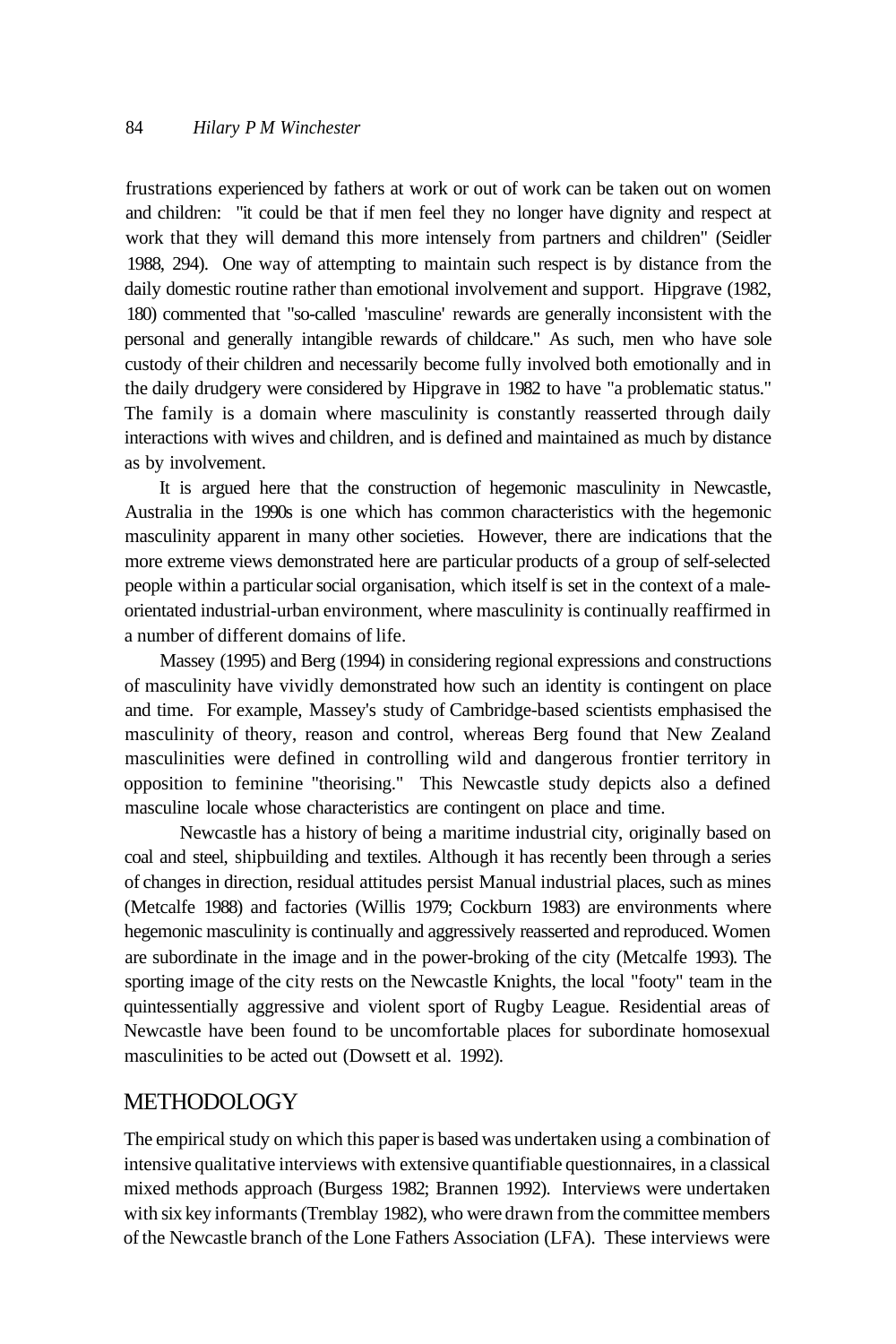frustrations experienced by fathers at work or out of work can be taken out on women and children: "it could be that if men feel they no longer have dignity and respect at work that they will demand this more intensely from partners and children" (Seidler 1988, 294). One way of attempting to maintain such respect is by distance from the daily domestic routine rather than emotional involvement and support. Hipgrave (1982, 180) commented that "so-called 'masculine' rewards are generally inconsistent with the personal and generally intangible rewards of childcare." As such, men who have sole custody of their children and necessarily become fully involved both emotionally and in the daily drudgery were considered by Hipgrave in 1982 to have "a problematic status." The family is a domain where masculinity is constantly reasserted through daily interactions with wives and children, and is defined and maintained as much by distance as by involvement.

It is argued here that the construction of hegemonic masculinity in Newcastle, Australia in the 1990s is one which has common characteristics with the hegemonic masculinity apparent in many other societies. However, there are indications that the more extreme views demonstrated here are particular products of a group of self-selected people within a particular social organisation, which itself is set in the context of a male-orientated industrial-urban environment, where masculinity is continually reaffirmed in a number of different domains of life.

Massey (1995) and Berg (1994) in considering regional expressions and constructions of masculinity have vividly demonstrated how such an identity is contingent on place and time. For example, Massey's study of Cambridge-based scientists emphasised the masculinity of theory, reason and control, whereas Berg found that New Zealand masculinities were defined in controlling wild and dangerous frontier territory in opposition to feminine "theorising." This Newcastle study depicts also a defined masculine locale whose characteristics are contingent on place and time.

Newcastle has a history of being a maritime industrial city, originally based on coal and steel, shipbuilding and textiles. Although it has recently been through a series of changes in direction, residual attitudes persist Manual industrial places, such as mines (Metcalfe 1988) and factories (Willis 1979; Cockburn 1983) are environments where hegemonic masculinity is continually and aggressively reasserted and reproduced. Women are subordinate in the image and in the power-broking of the city (Metcalfe 1993). The sporting image of the city rests on the Newcastle Knights, the local "footy" team in the quintessentially aggressive and violent sport of Rugby League. Residential areas of Newcastle have been found to be uncomfortable places for subordinate homosexual masculinities to be acted out (Dowsett et al. 1992).

## METHODOLOGY

The empirical study on which this paper is based was undertaken using a combination of intensive qualitative interviews with extensive quantifiable questionnaires, in a classical mixed methods approach (Burgess 1982; Brannen 1992). Interviews were undertaken with six key informants (Tremblay 1982), who were drawn from the committee members of the Newcastle branch of the Lone Fathers Association (LFA). These interviews were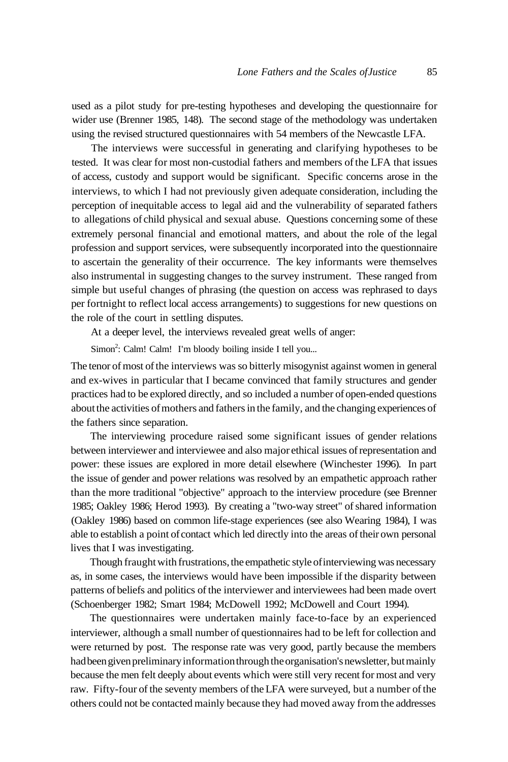used as a pilot study for pre-testing hypotheses and developing the questionnaire for wider use (Brenner 1985, 148). The second stage of the methodology was undertaken using the revised structured questionnaires with 54 members of the Newcastle LFA.

The interviews were successful in generating and clarifying hypotheses to be tested. It was clear for most non-custodial fathers and members of the LFA that issues of access, custody and support would be significant. Specific concerns arose in the interviews, to which I had not previously given adequate consideration, including the perception of inequitable access to legal aid and the vulnerability of separated fathers to allegations of child physical and sexual abuse. Questions concerning some of these extremely personal financial and emotional matters, and about the role of the legal profession and support services, were subsequently incorporated into the questionnaire to ascertain the generality of their occurrence. The key informants were themselves also instrumental in suggesting changes to the survey instrument. These ranged from simple but useful changes of phrasing (the question on access was rephrased to days per fortnight to reflect local access arrangements) to suggestions for new questions on the role of the court in settling disputes.

At a deeper level, the interviews revealed great wells of anger:

> Simon[2]: Calm! Calm! I'm bloody boiling inside I tell you...

The tenor of most of the interviews was so bitterly misogynist against women in general and ex-wives in particular that I became convinced that family structures and gender practices had to be explored directly, and so included a number of open-ended questions about the activities of mothers and fathers in the family, and the changing experiences of the fathers since separation.

The interviewing procedure raised some significant issues of gender relations between interviewer and interviewee and also major ethical issues of representation and power: these issues are explored in more detail elsewhere (Winchester 1996). In part the issue of gender and power relations was resolved by an empathetic approach rather than the more traditional "objective" approach to the interview procedure (see Brenner 1985; Oakley 1986; Herod 1993). By creating a "two-way street" of shared information (Oakley 1986) based on common life-stage experiences (see also Wearing 1984), I was able to establish a point of contact which led directly into the areas of their own personal lives that I was investigating.

Though fraught with frustrations, the empathetic style of interviewing was necessary as, in some cases, the interviews would have been impossible if the disparity between patterns of beliefs and politics of the interviewer and interviewees had been made overt (Schoenberger 1982; Smart 1984; McDowell 1992; McDowell and Court 1994).

The questionnaires were undertaken mainly face-to-face by an experienced interviewer, although a small number of questionnaires had to be left for collection and were returned by post. The response rate was very good, partly because the members had been given preliminary information through the organisation's newsletter, but mainly because the men felt deeply about events which were still very recent for most and very raw. Fifty-four of the seventy members of the LFA were surveyed, but a number of the others could not be contacted mainly because they had moved away from the addresses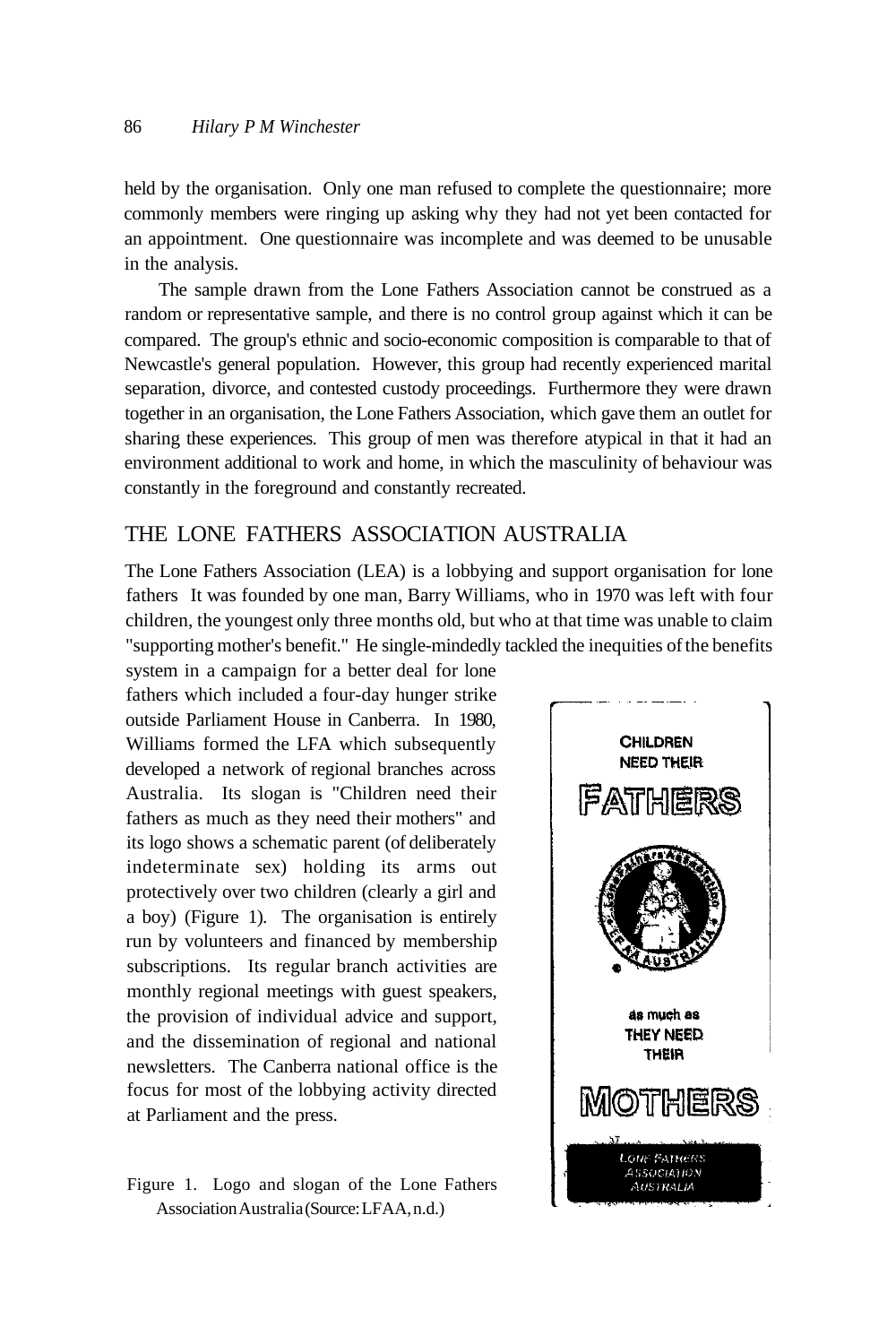held by the organisation. Only one man refused to complete the questionnaire; more commonly members were ringing up asking why they had not yet been contacted for an appointment. One questionnaire was incomplete and was deemed to be unusable in the analysis.

The sample drawn from the Lone Fathers Association cannot be construed as a random or representative sample, and there is no control group against which it can be compared. The group's ethnic and socio-economic composition is comparable to that of Newcastle's general population. However, this group had recently experienced marital separation, divorce, and contested custody proceedings. Furthermore they were drawn together in an organisation, the Lone Fathers Association, which gave them an outlet for sharing these experiences. This group of men was therefore atypical in that it had an environment additional to work and home, in which the masculinity of behaviour was constantly in the foreground and constantly recreated.

## THE LONE FATHERS ASSOCIATION AUSTRALIA

The Lone Fathers Association (LEA) is a lobbying and support organisation for lone fathers It was founded by one man, Barry Williams, who in 1970 was left with four children, the youngest only three months old, but who at that time was unable to claim "supporting mother's benefit." He single-mindedly tackled the inequities of the benefits system in a campaign for a better deal for lone fathers which included a four-day hunger strike outside Parliament House in Canberra. In 1980, Williams formed the LFA which subsequently developed a network of regional branches across Australia. Its slogan is "Children need their fathers as much as they need their mothers" and its logo shows a schematic parent (of deliberately indeterminate sex) holding its arms out protectively over two children (clearly a girl and a boy) (Figure 1). The organisation is entirely run by volunteers and financed by membership subscriptions. Its regular branch activities are monthly regional meetings with guest speakers, the provision of individual advice and support, and the dissemination of regional and national newsletters. The Canberra national office is the focus for most of the lobbying activity directed at Parliament and the press.

CHILDREN NEED THEIR FATHERS as much as THEY NEED THEIR MOTHERS

LONE FATHERS ASSOCIATION AUSTRALIA

Figure 1. Logo and slogan of the Lone Fathers Association Australia (Source: LFAA, n.d.)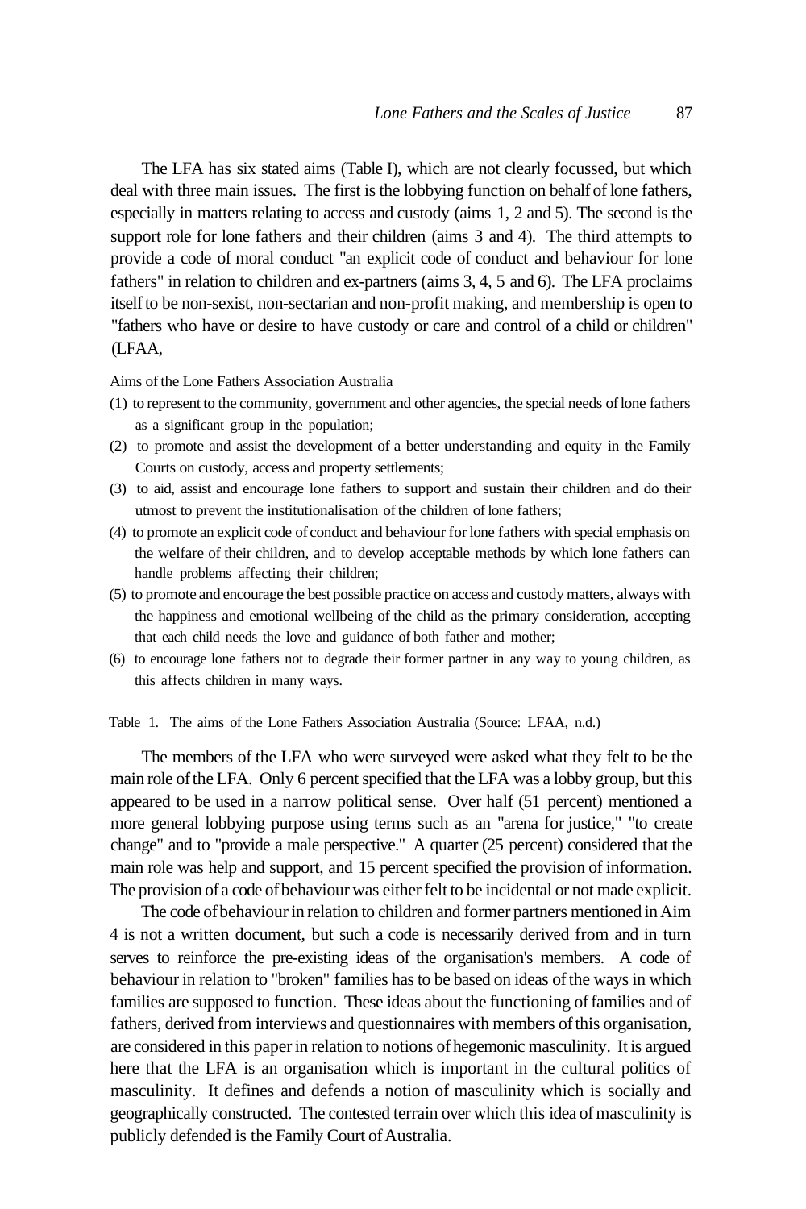The LFA has six stated aims (Table I), which are not clearly focussed, but which deal with three main issues. The first is the lobbying function on behalf of lone fathers, especially in matters relating to access and custody (aims 1, 2 and 5). The second is the support role for lone fathers and their children (aims 3 and 4). The third attempts to provide a code of moral conduct "an explicit code of conduct and behaviour for lone fathers" in relation to children and ex-partners (aims 3, 4, 5 and 6). The LFA proclaims itself to be non-sexist, non-sectarian and non-profit making, and membership is open to "fathers who have or desire to have custody or care and control of a child or children" (LFAA,

Aims of the Lone Fathers Association Australia

(1) to represent to the community, government and other agencies, the special needs of lone fathers as a significant group in the population;
(2) to promote and assist the development of a better understanding and equity in the Family Courts on custody, access and property settlements;
(3) to aid, assist and encourage lone fathers to support and sustain their children and do their utmost to prevent the institutionalisation of the children of lone fathers;
(4) to promote an explicit code of conduct and behaviour for lone fathers with special emphasis on the welfare of their children, and to develop acceptable methods by which lone fathers can handle problems affecting their children;
(5) to promote and encourage the best possible practice on access and custody matters, always with the happiness and emotional wellbeing of the child as the primary consideration, accepting that each child needs the love and guidance of both father and mother;
(6) to encourage lone fathers not to degrade their former partner in any way to young children, as this affects children in many ways.

Table 1. The aims of the Lone Fathers Association Australia (Source: LFAA, n.d.)

The members of the LFA who were surveyed were asked what they felt to be the main role of the LFA. Only 6 percent specified that the LFA was a lobby group, but this appeared to be used in a narrow political sense. Over half (51 percent) mentioned a more general lobbying purpose using terms such as an "arena for justice," "to create change" and to "provide a male perspective." A quarter (25 percent) considered that the main role was help and support, and 15 percent specified the provision of information. The provision of a code of behaviour was either felt to be incidental or not made explicit.

The code of behaviour in relation to children and former partners mentioned in Aim 4 is not a written document, but such a code is necessarily derived from and in turn serves to reinforce the pre-existing ideas of the organisation's members. A code of behaviour in relation to "broken" families has to be based on ideas of the ways in which families are supposed to function. These ideas about the functioning of families and of fathers, derived from interviews and questionnaires with members of this organisation, are considered in this paper in relation to notions of hegemonic masculinity. It is argued here that the LFA is an organisation which is important in the cultural politics of masculinity. It defines and defends a notion of masculinity which is socially and geographically constructed. The contested terrain over which this idea of masculinity is publicly defended is the Family Court of Australia.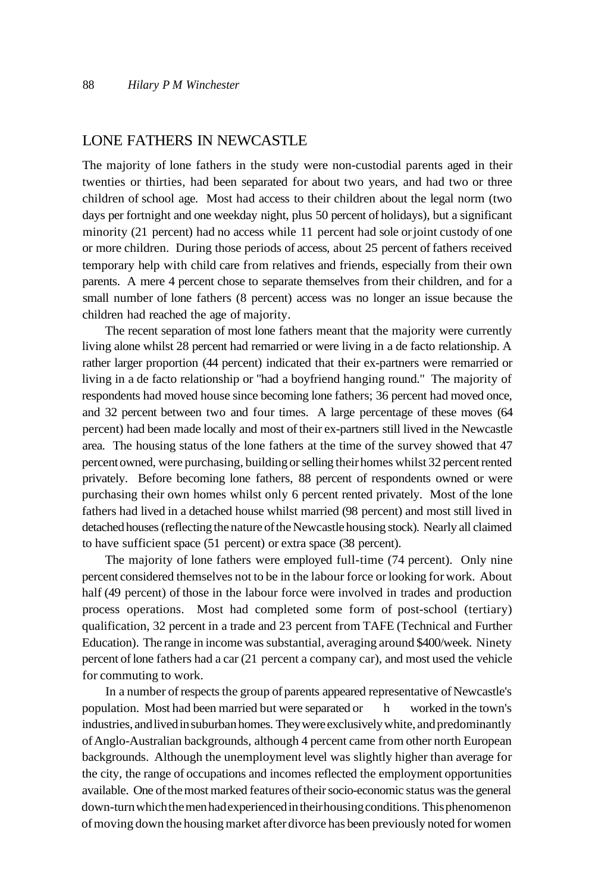## LONE FATHERS IN NEWCASTLE

The majority of lone fathers in the study were non-custodial parents aged in their twenties or thirties, had been separated for about two years, and had two or three children of school age. Most had access to their children about the legal norm (two days per fortnight and one weekday night, plus 50 percent of holidays), but a significant minority (21 percent) had no access while 11 percent had sole or joint custody of one or more children. During those periods of access, about 25 percent of fathers received temporary help with child care from relatives and friends, especially from their own parents. A mere 4 percent chose to separate themselves from their children, and for a small number of lone fathers (8 percent) access was no longer an issue because the children had reached the age of majority.

The recent separation of most lone fathers meant that the majority were currently living alone whilst 28 percent had remarried or were living in a de facto relationship. A rather larger proportion (44 percent) indicated that their ex-partners were remarried or living in a de facto relationship or "had a boyfriend hanging round." The majority of respondents had moved house since becoming lone fathers; 36 percent had moved once, and 32 percent between two and four times. A large percentage of these moves (64 percent) had been made locally and most of their ex-partners still lived in the Newcastle area. The housing status of the lone fathers at the time of the survey showed that 47 percent owned, were purchasing, building or selling their homes whilst 32 percent rented privately. Before becoming lone fathers, 88 percent of respondents owned or were purchasing their own homes whilst only 6 percent rented privately. Most of the lone fathers had lived in a detached house whilst married (98 percent) and most still lived in detached houses (reflecting the nature of the Newcastle housing stock). Nearly all claimed to have sufficient space (51 percent) or extra space (38 percent).

The majority of lone fathers were employed full-time (74 percent). Only nine percent considered themselves not to be in the labour force or looking for work. About half (49 percent) of those in the labour force were involved in trades and production process operations. Most had completed some form of post-school (tertiary) qualification, 32 percent in a trade and 23 percent from TAFE (Technical and Further Education). The range in income was substantial, averaging around $400/week. Ninety percent of lone fathers had a car (21 percent a company car), and most used the vehicle for commuting to work.

In a number of respects the group of parents appeared representative of Newcastle's population. Most had been married but were separated or h worked in the town's industries, and lived in suburban homes. They were exclusively white, and predominantly of Anglo-Australian backgrounds, although 4 percent came from other north European backgrounds. Although the unemployment level was slightly higher than average for the city, the range of occupations and incomes reflected the employment opportunities available. One of the most marked features of their socio-economic status was the general down-turn which the men had experienced in their housing conditions. This phenomenon of moving down the housing market after divorce has been previously noted for women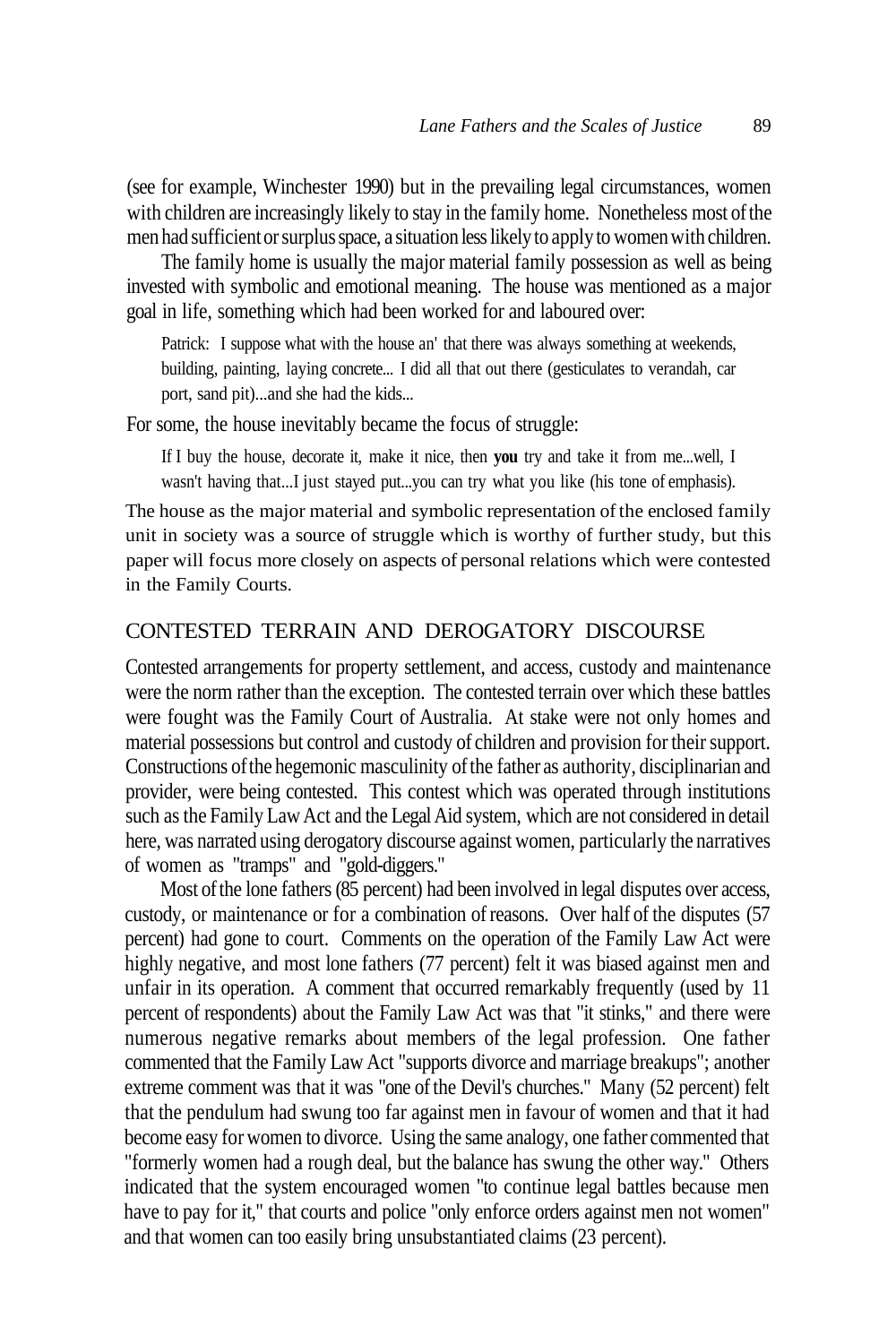(see for example, Winchester 1990) but in the prevailing legal circumstances, women with children are increasingly likely to stay in the family home. Nonetheless most of the men had sufficient or surplus space, a situation less likely to apply to women with children.

The family home is usually the major material family possession as well as being invested with symbolic and emotional meaning. The house was mentioned as a major goal in life, something which had been worked for and laboured over:

> Patrick: I suppose what with the house an' that there was always something at weekends, building, painting, laying concrete... I did all that out there (gesticulates to verandah, car port, sand pit)...and she had the kids...

For some, the house inevitably became the focus of struggle:

> If I buy the house, decorate it, make it nice, then **you** try and take it from me...well, I wasn't having that...I just stayed put...you can try what you like (his tone of emphasis).

The house as the major material and symbolic representation of the enclosed family unit in society was a source of struggle which is worthy of further study, but this paper will focus more closely on aspects of personal relations which were contested in the Family Courts.

## CONTESTED TERRAIN AND DEROGATORY DISCOURSE

Contested arrangements for property settlement, and access, custody and maintenance were the norm rather than the exception. The contested terrain over which these battles were fought was the Family Court of Australia. At stake were not only homes and material possessions but control and custody of children and provision for their support. Constructions of the hegemonic masculinity of the father as authority, disciplinarian and provider, were being contested. This contest which was operated through institutions such as the Family Law Act and the Legal Aid system, which are not considered in detail here, was narrated using derogatory discourse against women, particularly the narratives of women as "tramps" and "gold-diggers."

Most of the lone fathers (85 percent) had been involved in legal disputes over access, custody, or maintenance or for a combination of reasons. Over half of the disputes (57 percent) had gone to court. Comments on the operation of the Family Law Act were highly negative, and most lone fathers (77 percent) felt it was biased against men and unfair in its operation. A comment that occurred remarkably frequently (used by 11 percent of respondents) about the Family Law Act was that "it stinks," and there were numerous negative remarks about members of the legal profession. One father commented that the Family Law Act "supports divorce and marriage breakups"; another extreme comment was that it was "one of the Devil's churches." Many (52 percent) felt that the pendulum had swung too far against men in favour of women and that it had become easy for women to divorce. Using the same analogy, one father commented that "formerly women had a rough deal, but the balance has swung the other way." Others indicated that the system encouraged women "to continue legal battles because men have to pay for it," that courts and police "only enforce orders against men not women" and that women can too easily bring unsubstantiated claims (23 percent).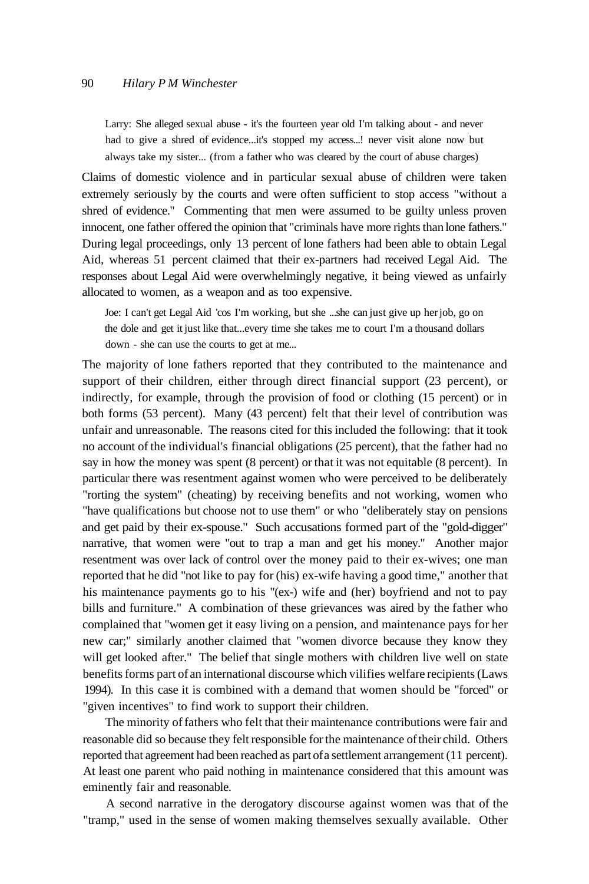> Larry: She alleged sexual abuse - it's the fourteen year old I'm talking about - and never had to give a shred of evidence...it's stopped my access...! never visit alone now but always take my sister... (from a father who was cleared by the court of abuse charges)

Claims of domestic violence and in particular sexual abuse of children were taken extremely seriously by the courts and were often sufficient to stop access "without a shred of evidence." Commenting that men were assumed to be guilty unless proven innocent, one father offered the opinion that "criminals have more rights than lone fathers." During legal proceedings, only 13 percent of lone fathers had been able to obtain Legal Aid, whereas 51 percent claimed that their ex-partners had received Legal Aid. The responses about Legal Aid were overwhelmingly negative, it being viewed as unfairly allocated to women, as a weapon and as too expensive.

> Joe: I can't get Legal Aid 'cos I'm working, but she ...she can just give up her job, go on the dole and get it just like that...every time she takes me to court I'm a thousand dollars down - she can use the courts to get at me...

The majority of lone fathers reported that they contributed to the maintenance and support of their children, either through direct financial support (23 percent), or indirectly, for example, through the provision of food or clothing (15 percent) or in both forms (53 percent). Many (43 percent) felt that their level of contribution was unfair and unreasonable. The reasons cited for this included the following: that it took no account of the individual's financial obligations (25 percent), that the father had no say in how the money was spent (8 percent) or that it was not equitable (8 percent). In particular there was resentment against women who were perceived to be deliberately "rorting the system" (cheating) by receiving benefits and not working, women who "have qualifications but choose not to use them" or who "deliberately stay on pensions and get paid by their ex-spouse." Such accusations formed part of the "gold-digger" narrative, that women were "out to trap a man and get his money." Another major resentment was over lack of control over the money paid to their ex-wives; one man reported that he did "not like to pay for (his) ex-wife having a good time," another that his maintenance payments go to his "(ex-) wife and (her) boyfriend and not to pay bills and furniture." A combination of these grievances was aired by the father who complained that "women get it easy living on a pension, and maintenance pays for her new car;" similarly another claimed that "women divorce because they know they will get looked after." The belief that single mothers with children live well on state benefits forms part of an international discourse which vilifies welfare recipients (Laws 1994). In this case it is combined with a demand that women should be "forced" or "given incentives" to find work to support their children.

The minority of fathers who felt that their maintenance contributions were fair and reasonable did so because they felt responsible for the maintenance of their child. Others reported that agreement had been reached as part of a settlement arrangement (11 percent). At least one parent who paid nothing in maintenance considered that this amount was eminently fair and reasonable.

A second narrative in the derogatory discourse against women was that of the "tramp," used in the sense of women making themselves sexually available. Other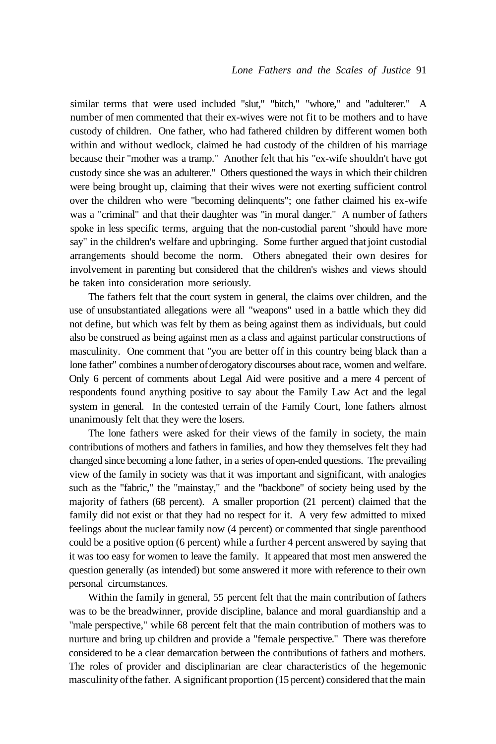similar terms that were used included "slut," "bitch," "whore," and "adulterer." A number of men commented that their ex-wives were not fit to be mothers and to have custody of children. One father, who had fathered children by different women both within and without wedlock, claimed he had custody of the children of his marriage because their "mother was a tramp." Another felt that his "ex-wife shouldn't have got custody since she was an adulterer." Others questioned the ways in which their children were being brought up, claiming that their wives were not exerting sufficient control over the children who were "becoming delinquents"; one father claimed his ex-wife was a "criminal" and that their daughter was "in moral danger." A number of fathers spoke in less specific terms, arguing that the non-custodial parent "should have more say" in the children's welfare and upbringing. Some further argued that joint custodial arrangements should become the norm. Others abnegated their own desires for involvement in parenting but considered that the children's wishes and views should be taken into consideration more seriously.

The fathers felt that the court system in general, the claims over children, and the use of unsubstantiated allegations were all "weapons" used in a battle which they did not define, but which was felt by them as being against them as individuals, but could also be construed as being against men as a class and against particular constructions of masculinity. One comment that "you are better off in this country being black than a lone father" combines a number of derogatory discourses about race, women and welfare. Only 6 percent of comments about Legal Aid were positive and a mere 4 percent of respondents found anything positive to say about the Family Law Act and the legal system in general. In the contested terrain of the Family Court, lone fathers almost unanimously felt that they were the losers.

The lone fathers were asked for their views of the family in society, the main contributions of mothers and fathers in families, and how they themselves felt they had changed since becoming a lone father, in a series of open-ended questions. The prevailing view of the family in society was that it was important and significant, with analogies such as the "fabric," the "mainstay," and the "backbone" of society being used by the majority of fathers (68 percent). A smaller proportion (21 percent) claimed that the family did not exist or that they had no respect for it. A very few admitted to mixed feelings about the nuclear family now (4 percent) or commented that single parenthood could be a positive option (6 percent) while a further 4 percent answered by saying that it was too easy for women to leave the family. It appeared that most men answered the question generally (as intended) but some answered it more with reference to their own personal circumstances.

Within the family in general, 55 percent felt that the main contribution of fathers was to be the breadwinner, provide discipline, balance and moral guardianship and a "male perspective," while 68 percent felt that the main contribution of mothers was to nurture and bring up children and provide a "female perspective." There was therefore considered to be a clear demarcation between the contributions of fathers and mothers. The roles of provider and disciplinarian are clear characteristics of the hegemonic masculinity of the father. A significant proportion (15 percent) considered that the main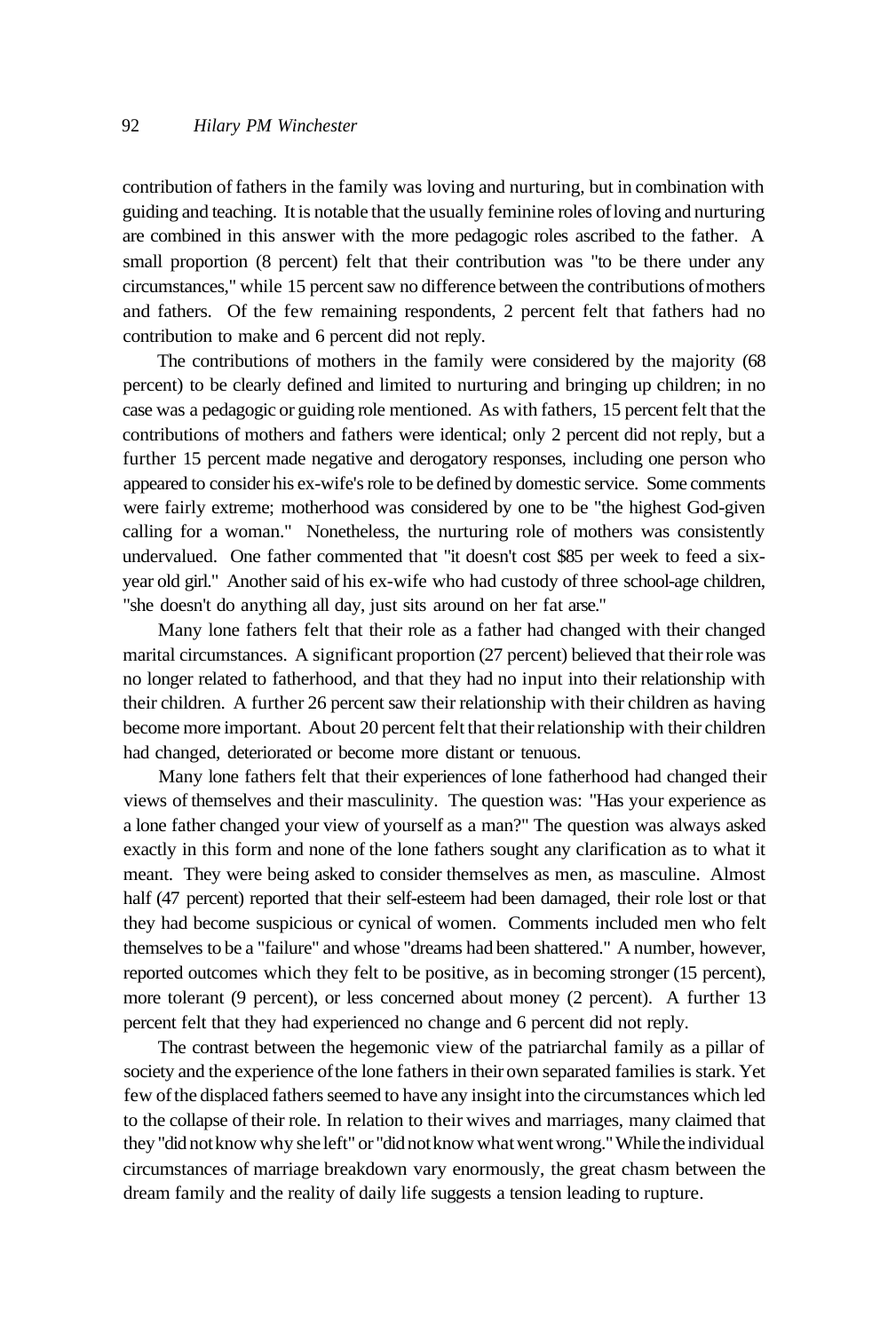contribution of fathers in the family was loving and nurturing, but in combination with guiding and teaching. It is notable that the usually feminine roles of loving and nurturing are combined in this answer with the more pedagogic roles ascribed to the father. A small proportion (8 percent) felt that their contribution was "to be there under any circumstances," while 15 percent saw no difference between the contributions of mothers and fathers. Of the few remaining respondents, 2 percent felt that fathers had no contribution to make and 6 percent did not reply.

The contributions of mothers in the family were considered by the majority (68 percent) to be clearly defined and limited to nurturing and bringing up children; in no case was a pedagogic or guiding role mentioned. As with fathers, 15 percent felt that the contributions of mothers and fathers were identical; only 2 percent did not reply, but a further 15 percent made negative and derogatory responses, including one person who appeared to consider his ex-wife's role to be defined by domestic service. Some comments were fairly extreme; motherhood was considered by one to be "the highest God-given calling for a woman." Nonetheless, the nurturing role of mothers was consistently undervalued. One father commented that "it doesn't cost $85 per week to feed a six-year old girl." Another said of his ex-wife who had custody of three school-age children, "she doesn't do anything all day, just sits around on her fat arse."

Many lone fathers felt that their role as a father had changed with their changed marital circumstances. A significant proportion (27 percent) believed that their role was no longer related to fatherhood, and that they had no input into their relationship with their children. A further 26 percent saw their relationship with their children as having become more important. About 20 percent felt that their relationship with their children had changed, deteriorated or become more distant or tenuous.

Many lone fathers felt that their experiences of lone fatherhood had changed their views of themselves and their masculinity. The question was: "Has your experience as a lone father changed your view of yourself as a man?" The question was always asked exactly in this form and none of the lone fathers sought any clarification as to what it meant. They were being asked to consider themselves as men, as masculine. Almost half (47 percent) reported that their self-esteem had been damaged, their role lost or that they had become suspicious or cynical of women. Comments included men who felt themselves to be a "failure" and whose "dreams had been shattered." A number, however, reported outcomes which they felt to be positive, as in becoming stronger (15 percent), more tolerant (9 percent), or less concerned about money (2 percent). A further 13 percent felt that they had experienced no change and 6 percent did not reply.

The contrast between the hegemonic view of the patriarchal family as a pillar of society and the experience of the lone fathers in their own separated families is stark. Yet few of the displaced fathers seemed to have any insight into the circumstances which led to the collapse of their role. In relation to their wives and marriages, many claimed that they "did not know why she left" or "did not know what went wrong." While the individual circumstances of marriage breakdown vary enormously, the great chasm between the dream family and the reality of daily life suggests a tension leading to rupture.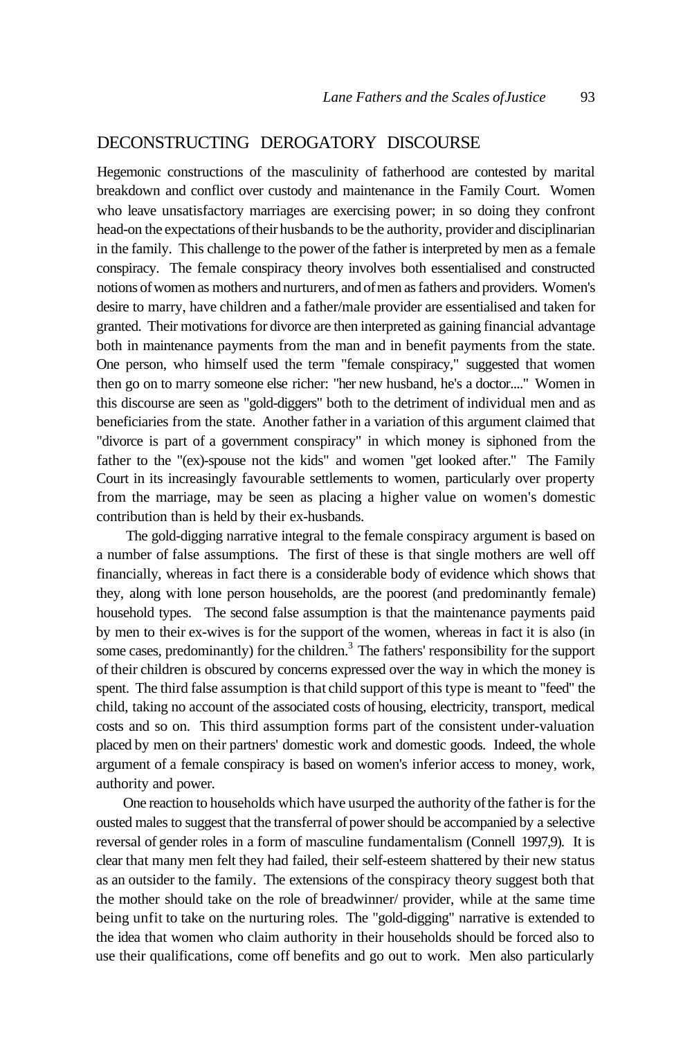## DECONSTRUCTING DEROGATORY DISCOURSE

Hegemonic constructions of the masculinity of fatherhood are contested by marital breakdown and conflict over custody and maintenance in the Family Court. Women who leave unsatisfactory marriages are exercising power; in so doing they confront head-on the expectations of their husbands to be the authority, provider and disciplinarian in the family. This challenge to the power of the father is interpreted by men as a female conspiracy. The female conspiracy theory involves both essentialised and constructed notions of women as mothers and nurturers, and of men as fathers and providers. Women's desire to marry, have children and a father/male provider are essentialised and taken for granted. Their motivations for divorce are then interpreted as gaining financial advantage both in maintenance payments from the man and in benefit payments from the state. One person, who himself used the term "female conspiracy," suggested that women then go on to marry someone else richer: "her new husband, he's a doctor...." Women in this discourse are seen as "gold-diggers" both to the detriment of individual men and as beneficiaries from the state. Another father in a variation of this argument claimed that "divorce is part of a government conspiracy" in which money is siphoned from the father to the "(ex)-spouse not the kids" and women "get looked after." The Family Court in its increasingly favourable settlements to women, particularly over property from the marriage, may be seen as placing a higher value on women's domestic contribution than is held by their ex-husbands.

The gold-digging narrative integral to the female conspiracy argument is based on a number of false assumptions. The first of these is that single mothers are well off financially, whereas in fact there is a considerable body of evidence which shows that they, along with lone person households, are the poorest (and predominantly female) household types. The second false assumption is that the maintenance payments paid by men to their ex-wives is for the support of the women, whereas in fact it is also (in some cases, predominantly) for the children.[3] The fathers' responsibility for the support of their children is obscured by concerns expressed over the way in which the money is spent. The third false assumption is that child support of this type is meant to "feed" the child, taking no account of the associated costs of housing, electricity, transport, medical costs and so on. This third assumption forms part of the consistent under-valuation placed by men on their partners' domestic work and domestic goods. Indeed, the whole argument of a female conspiracy is based on women's inferior access to money, work, authority and power.

One reaction to households which have usurped the authority of the father is for the ousted males to suggest that the transferral of power should be accompanied by a selective reversal of gender roles in a form of masculine fundamentalism (Connell 1997,9). It is clear that many men felt they had failed, their self-esteem shattered by their new status as an outsider to the family. The extensions of the conspiracy theory suggest both that the mother should take on the role of breadwinner/ provider, while at the same time being unfit to take on the nurturing roles. The "gold-digging" narrative is extended to the idea that women who claim authority in their households should be forced also to use their qualifications, come off benefits and go out to work. Men also particularly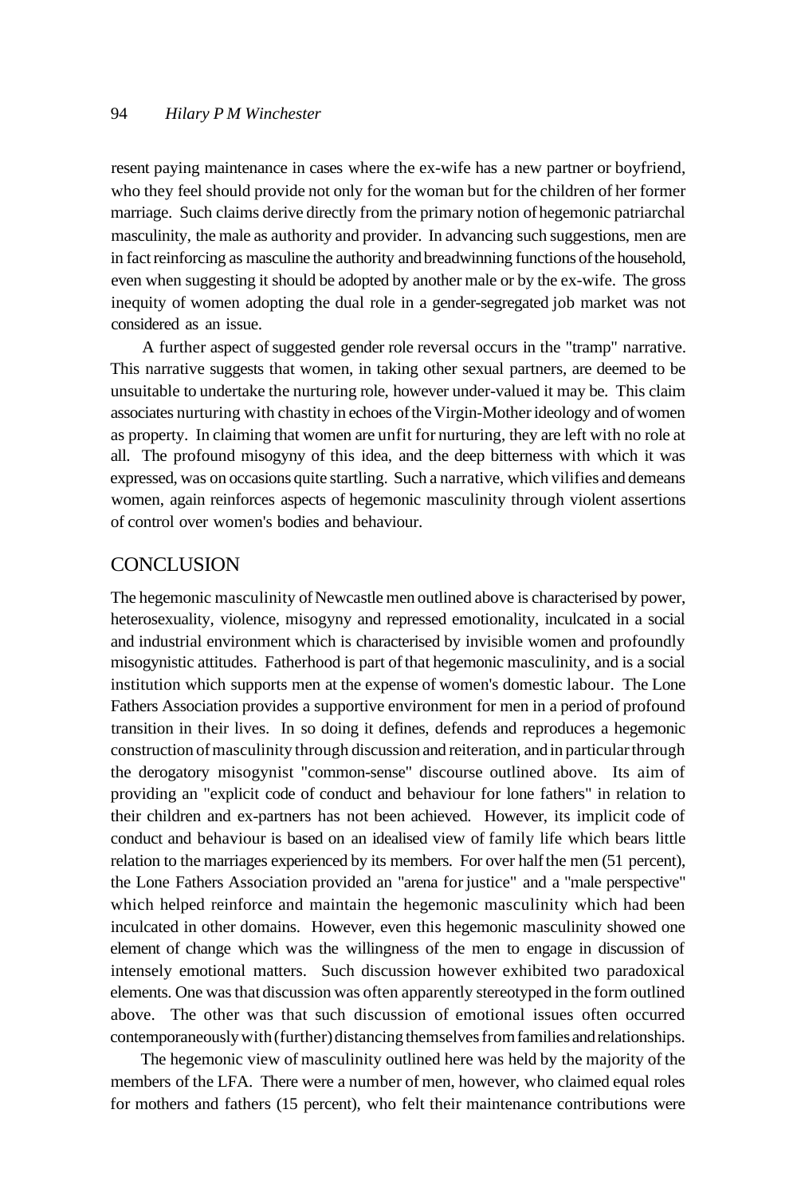resent paying maintenance in cases where the ex-wife has a new partner or boyfriend, who they feel should provide not only for the woman but for the children of her former marriage. Such claims derive directly from the primary notion of hegemonic patriarchal masculinity, the male as authority and provider. In advancing such suggestions, men are in fact reinforcing as masculine the authority and breadwinning functions of the household, even when suggesting it should be adopted by another male or by the ex-wife. The gross inequity of women adopting the dual role in a gender-segregated job market was not considered as an issue.

A further aspect of suggested gender role reversal occurs in the "tramp" narrative. This narrative suggests that women, in taking other sexual partners, are deemed to be unsuitable to undertake the nurturing role, however under-valued it may be. This claim associates nurturing with chastity in echoes of the Virgin-Mother ideology and of women as property. In claiming that women are unfit for nurturing, they are left with no role at all. The profound misogyny of this idea, and the deep bitterness with which it was expressed, was on occasions quite startling. Such a narrative, which vilifies and demeans women, again reinforces aspects of hegemonic masculinity through violent assertions of control over women's bodies and behaviour.

## CONCLUSION

The hegemonic masculinity of Newcastle men outlined above is characterised by power, heterosexuality, violence, misogyny and repressed emotionality, inculcated in a social and industrial environment which is characterised by invisible women and profoundly misogynistic attitudes. Fatherhood is part of that hegemonic masculinity, and is a social institution which supports men at the expense of women's domestic labour. The Lone Fathers Association provides a supportive environment for men in a period of profound transition in their lives. In so doing it defines, defends and reproduces a hegemonic construction of masculinity through discussion and reiteration, and in particular through the derogatory misogynist "common-sense" discourse outlined above. Its aim of providing an "explicit code of conduct and behaviour for lone fathers" in relation to their children and ex-partners has not been achieved. However, its implicit code of conduct and behaviour is based on an idealised view of family life which bears little relation to the marriages experienced by its members. For over half the men (51 percent), the Lone Fathers Association provided an "arena for justice" and a "male perspective" which helped reinforce and maintain the hegemonic masculinity which had been inculcated in other domains. However, even this hegemonic masculinity showed one element of change which was the willingness of the men to engage in discussion of intensely emotional matters. Such discussion however exhibited two paradoxical elements. One was that discussion was often apparently stereotyped in the form outlined above. The other was that such discussion of emotional issues often occurred contemporaneously with (further) distancing themselves from families and relationships.

The hegemonic view of masculinity outlined here was held by the majority of the members of the LFA. There were a number of men, however, who claimed equal roles for mothers and fathers (15 percent), who felt their maintenance contributions were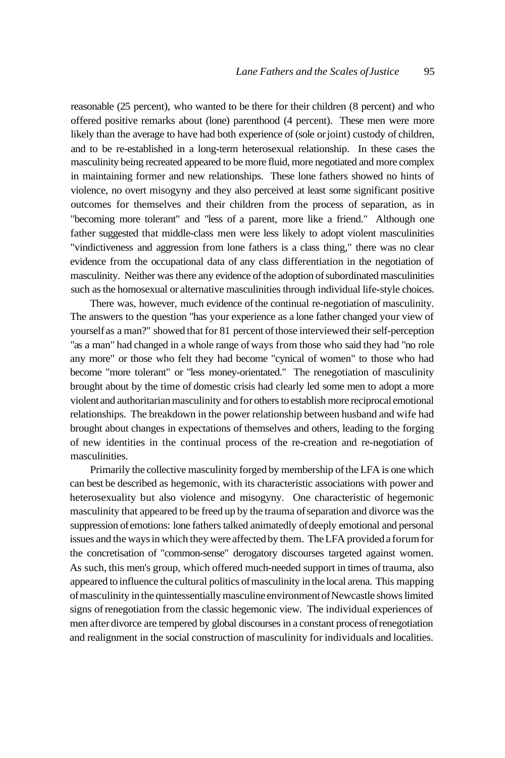reasonable (25 percent), who wanted to be there for their children (8 percent) and who offered positive remarks about (lone) parenthood (4 percent). These men were more likely than the average to have had both experience of (sole or joint) custody of children, and to be re-established in a long-term heterosexual relationship. In these cases the masculinity being recreated appeared to be more fluid, more negotiated and more complex in maintaining former and new relationships. These lone fathers showed no hints of violence, no overt misogyny and they also perceived at least some significant positive outcomes for themselves and their children from the process of separation, as in "becoming more tolerant" and "less of a parent, more like a friend." Although one father suggested that middle-class men were less likely to adopt violent masculinities "vindictiveness and aggression from lone fathers is a class thing," there was no clear evidence from the occupational data of any class differentiation in the negotiation of masculinity. Neither was there any evidence of the adoption of subordinated masculinities such as the homosexual or alternative masculinities through individual life-style choices.

There was, however, much evidence of the continual re-negotiation of masculinity. The answers to the question "has your experience as a lone father changed your view of yourself as a man?" showed that for 81 percent of those interviewed their self-perception "as a man" had changed in a whole range of ways from those who said they had "no role any more" or those who felt they had become "cynical of women" to those who had become "more tolerant" or "less money-orientated." The renegotiation of masculinity brought about by the time of domestic crisis had clearly led some men to adopt a more violent and authoritarian masculinity and for others to establish more reciprocal emotional relationships. The breakdown in the power relationship between husband and wife had brought about changes in expectations of themselves and others, leading to the forging of new identities in the continual process of the re-creation and re-negotiation of masculinities.

Primarily the collective masculinity forged by membership of the LFA is one which can best be described as hegemonic, with its characteristic associations with power and heterosexuality but also violence and misogyny. One characteristic of hegemonic masculinity that appeared to be freed up by the trauma of separation and divorce was the suppression of emotions: lone fathers talked animatedly of deeply emotional and personal issues and the ways in which they were affected by them. The LFA provided a forum for the concretisation of "common-sense" derogatory discourses targeted against women. As such, this men's group, which offered much-needed support in times of trauma, also appeared to influence the cultural politics of masculinity in the local arena. This mapping of masculinity in the quintessentially masculine environment of Newcastle shows limited signs of renegotiation from the classic hegemonic view. The individual experiences of men after divorce are tempered by global discourses in a constant process of renegotiation and realignment in the social construction of masculinity for individuals and localities.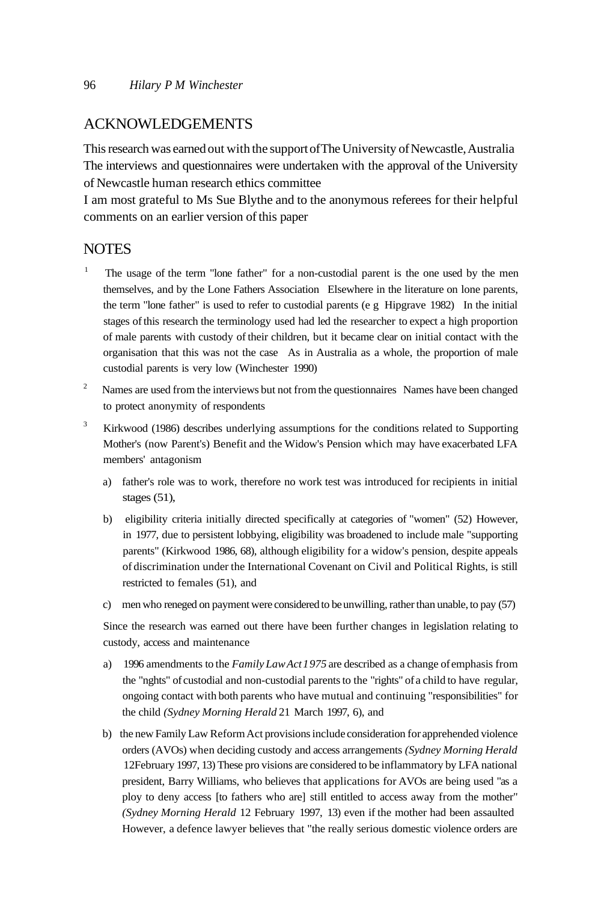## ACKNOWLEDGEMENTS

This research was earned out with the support of The University of Newcastle, Australia The interviews and questionnaires were undertaken with the approval of the University of Newcastle human research ethics committee

I am most grateful to Ms Sue Blythe and to the anonymous referees for their helpful comments on an earlier version of this paper

## NOTES

1. The usage of the term "lone father" for a non-custodial parent is the one used by the men themselves, and by the Lone Fathers Association Elsewhere in the literature on lone parents, the term "lone father" is used to refer to custodial parents (e g Hipgrave 1982) In the initial stages of this research the terminology used had led the researcher to expect a high proportion of male parents with custody of their children, but it became clear on initial contact with the organisation that this was not the case As in Australia as a whole, the proportion of male custodial parents is very low (Winchester 1990)

2. Names are used from the interviews but not from the questionnaires Names have been changed to protect anonymity of respondents

3. Kirkwood (1986) describes underlying assumptions for the conditions related to Supporting Mother's (now Parent's) Benefit and the Widow's Pension which may have exacerbated LFA members' antagonism

   a) father's role was to work, therefore no work test was introduced for recipients in initial stages (51),

   b) eligibility criteria initially directed specifically at categories of "women" (52) However, in 1977, due to persistent lobbying, eligibility was broadened to include male "supporting parents" (Kirkwood 1986, 68), although eligibility for a widow's pension, despite appeals of discrimination under the International Covenant on Civil and Political Rights, is still restricted to females (51), and

   c) men who reneged on payment were considered to be unwilling, rather than unable, to pay (57)

   Since the research was earned out there have been further changes in legislation relating to custody, access and maintenance

   a) 1996 amendments to the *Family Law Act 1975* are described as a change of emphasis from the "nghts" of custodial and non-custodial parents to the "rights" of a child to have regular, ongoing contact with both parents who have mutual and continuing "responsibilities" for the child *(Sydney Morning Herald* 21 March 1997, 6), and

   b) the new Family Law Reform Act provisions include consideration for apprehended violence orders (AVOs) when deciding custody and access arrangements *(Sydney Morning Herald* 12February 1997, 13) These pro visions are considered to be inflammatory by LFA national president, Barry Williams, who believes that applications for AVOs are being used "as a ploy to deny access [to fathers who are] still entitled to access away from the mother" *(Sydney Morning Herald* 12 February 1997, 13) even if the mother had been assaulted However, a defence lawyer believes that "the really serious domestic violence orders are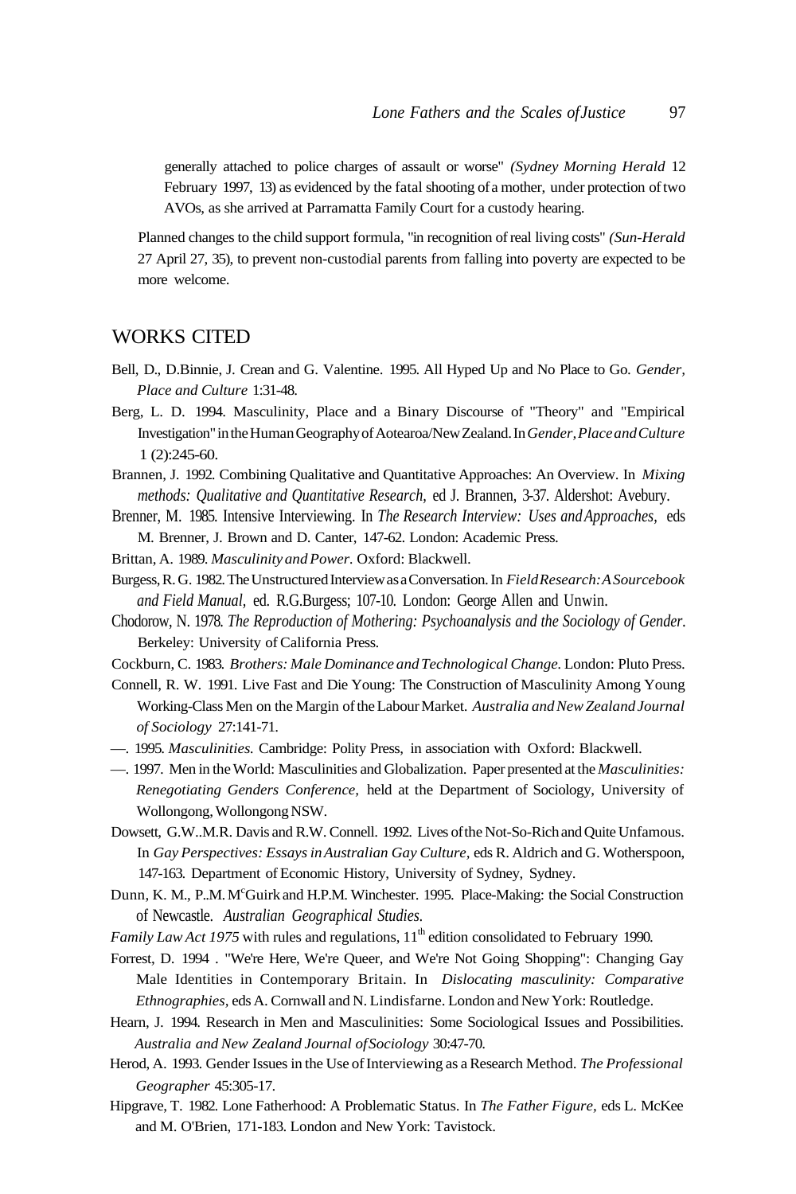generally attached to police charges of assault or worse" *(Sydney Morning Herald* 12 February 1997, 13) as evidenced by the fatal shooting of a mother, under protection of two AVOs, as she arrived at Parramatta Family Court for a custody hearing.

Planned changes to the child support formula, "in recognition of real living costs" *(Sun-Herald* 27 April 27, 35), to prevent non-custodial parents from falling into poverty are expected to be more welcome.

## WORKS CITED

Bell, D., D.Binnie, J. Crean and G. Valentine. 1995. All Hyped Up and No Place to Go. *Gender, Place and Culture* 1:31-48.

Berg, L. D. 1994. Masculinity, Place and a Binary Discourse of "Theory" and "Empirical Investigation" in the Human Geography of Aotearoa/New Zealand. In *Gender, Place and Culture* 1 (2):245-60.

Brannen, J. 1992. Combining Qualitative and Quantitative Approaches: An Overview. In *Mixing methods: Qualitative and Quantitative Research,* ed J. Brannen, 3-37. Aldershot: Avebury.

Brenner, M. 1985. Intensive Interviewing. In *The Research Interview: Uses and Approaches,* eds M. Brenner, J. Brown and D. Canter, 147-62. London: Academic Press.

Brittan, A. 1989. *Masculinity and Power.* Oxford: Blackwell.

Burgess, R. G. 1982. The Unstructured Interview as a Conversation. In *Field Research: A Sourcebook and Field Manual,* ed. R.G.Burgess; 107-10. London: George Allen and Unwin.

Chodorow, N. 1978. *The Reproduction of Mothering: Psychoanalysis and the Sociology of Gender.* Berkeley: University of California Press.

Cockburn, C. 1983. *Brothers: Male Dominance and Technological Change.* London: Pluto Press.

Connell, R. W. 1991. Live Fast and Die Young: The Construction of Masculinity Among Young Working-Class Men on the Margin of the Labour Market. *Australia and New Zealand Journal of Sociology* 27:141-71.

—. 1995. *Masculinities.* Cambridge: Polity Press, in association with Oxford: Blackwell.

—. 1997. Men in the World: Masculinities and Globalization. Paper presented at the *Masculinities: Renegotiating Genders Conference,* held at the Department of Sociology, University of Wollongong, Wollongong NSW.

Dowsett, G.W..M.R. Davis and R.W. Connell. 1992. Lives of the Not-So-Rich and Quite Unfamous. In *Gay Perspectives: Essays in Australian Gay Culture,* eds R. Aldrich and G. Wotherspoon, 147-163. Department of Economic History, University of Sydney, Sydney.

Dunn, K. M., P..M. McGuirk and H.P.M. Winchester. 1995. Place-Making: the Social Construction of Newcastle. *Australian Geographical Studies.*

*Family Law Act 1975* with rules and regulations, 11th edition consolidated to February 1990.

Forrest, D. 1994 . "We're Here, We're Queer, and We're Not Going Shopping": Changing Gay Male Identities in Contemporary Britain. In *Dislocating masculinity: Comparative Ethnographies,* eds A. Cornwall and N. Lindisfarne. London and New York: Routledge.

Hearn, J. 1994. Research in Men and Masculinities: Some Sociological Issues and Possibilities. *Australia and New Zealand Journal of Sociology* 30:47-70.

Herod, A. 1993. Gender Issues in the Use of Interviewing as a Research Method. *The Professional Geographer* 45:305-17.

Hipgrave, T. 1982. Lone Fatherhood: A Problematic Status. In *The Father Figure,* eds L. McKee and M. O'Brien, 171-183. London and New York: Tavistock.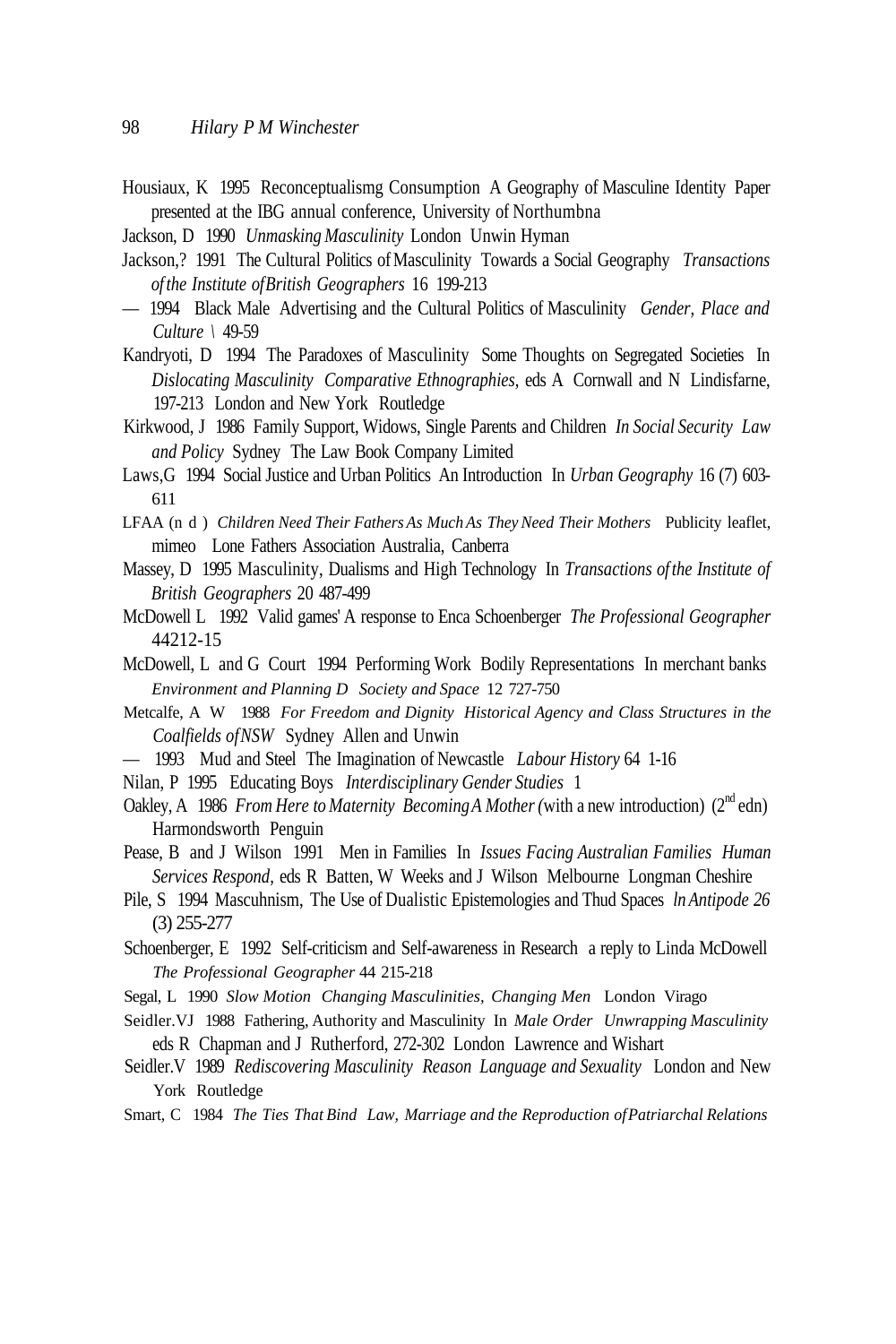Housiaux, K 1995 Reconceptualismg Consumption A Geography of Masculine Identity Paper presented at the IBG annual conference, University of Northumbna

Jackson, D 1990 *Unmasking Masculinity* London Unwin Hyman

Jackson,? 1991 The Cultural Politics of Masculinity Towards a Social Geography *Transactions of the Institute of British Geographers* 16 199-213

— 1994 Black Male Advertising and the Cultural Politics of Masculinity *Gender, Place and Culture \* 49-59

Kandryoti, D 1994 The Paradoxes of Masculinity Some Thoughts on Segregated Societies In *Dislocating Masculinity Comparative Ethnographies*, eds A Cornwall and N Lindisfarne, 197-213 London and New York Routledge

Kirkwood, J 1986 Family Support, Widows, Single Parents and Children *In Social Security Law and Policy* Sydney The Law Book Company Limited

Laws,G 1994 Social Justice and Urban Politics An Introduction In *Urban Geography* 16 (7) 603-611

LFAA (n d ) *Children Need Their Fathers As Much As They Need Their Mothers* Publicity leaflet, mimeo Lone Fathers Association Australia, Canberra

Massey, D 1995 Masculinity, Dualisms and High Technology In *Transactions of the Institute of British Geographers* 20 487-499

McDowell L 1992 Valid games' A response to Enca Schoenberger *The Professional Geographer* 44212-15

McDowell, L and G Court 1994 Performing Work Bodily Representations In merchant banks *Environment and Planning D Society and Space* 12 727-750

Metcalfe, A W 1988 *For Freedom and Dignity Historical Agency and Class Structures in the Coalfields of NSW* Sydney Allen and Unwin

— 1993 Mud and Steel The Imagination of Newcastle *Labour History* 64 1-16

Nilan, P 1995 Educating Boys *Interdisciplinary Gender Studies* 1

Oakley, A 1986 *From Here to Maternity Becoming A Mother* (with a new introduction) (2nd edn) Harmondsworth Penguin

Pease, B and J Wilson 1991 Men in Families In *Issues Facing Australian Families Human Services Respond*, eds R Batten, W Weeks and J Wilson Melbourne Longman Cheshire

Pile, S 1994 Mascuhnism, The Use of Dualistic Epistemologies and Thud Spaces *ln Antipode 26* (3) 255-277

Schoenberger, E 1992 Self-criticism and Self-awareness in Research a reply to Linda McDowell *The Professional Geographer* 44 215-218

Segal, L 1990 *Slow Motion Changing Masculinities, Changing Men* London Virago

Seidler.VJ 1988 Fathering, Authority and Masculinity In *Male Order Unwrapping Masculinity* eds R Chapman and J Rutherford, 272-302 London Lawrence and Wishart

Seidler.V 1989 *Rediscovering Masculinity Reason Language and Sexuality* London and New York Routledge

Smart, C 1984 *The Ties That Bind Law, Marriage and the Reproduction of Patriarchal Relations*